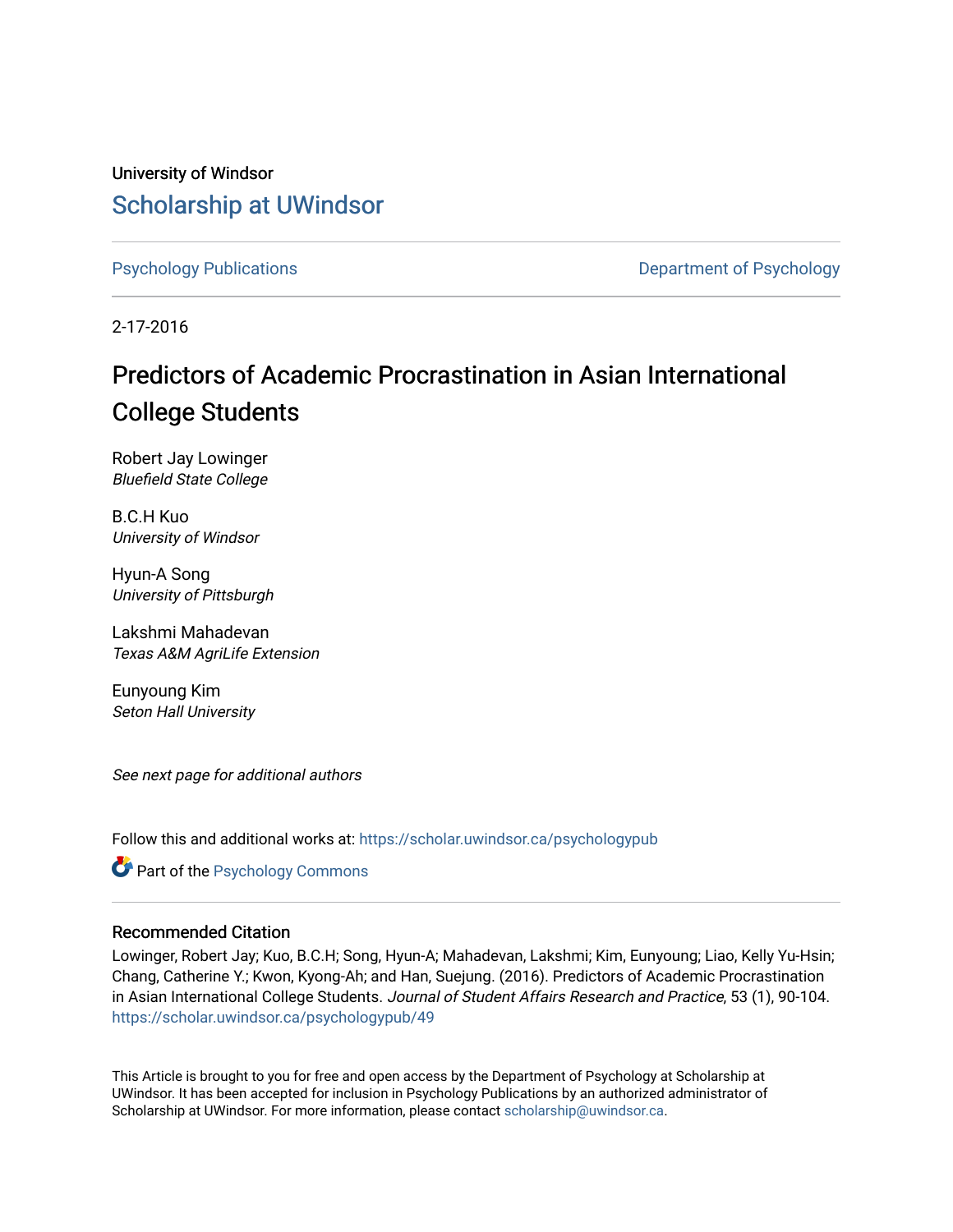University of Windsor

# Scholarship at UWindsor

Psychology Publications

Department of Psychology

2-17-2016

## Predictors of Academic Procrastination in Asian International College Students

Robert Jay Lowinger
*Bluefield State College*

B.C.H Kuo
*University of Windsor*

Hyun-A Song
*University of Pittsburgh*

Lakshmi Mahadevan
*Texas A&M AgriLife Extension*

Eunyoung Kim
*Seton Hall University*

*See next page for additional authors*

Follow this and additional works at: https://scholar.uwindsor.ca/psychologypub

Part of the Psychology Commons

### Recommended Citation

Lowinger, Robert Jay; Kuo, B.C.H; Song, Hyun-A; Mahadevan, Lakshmi; Kim, Eunyoung; Liao, Kelly Yu-Hsin; Chang, Catherine Y.; Kwon, Kyong-Ah; and Han, Suejung. (2016). Predictors of Academic Procrastination in Asian International College Students. *Journal of Student Affairs Research and Practice*, 53 (1), 90-104.
https://scholar.uwindsor.ca/psychologypub/49

This Article is brought to you for free and open access by the Department of Psychology at Scholarship at UWindsor. It has been accepted for inclusion in Psychology Publications by an authorized administrator of Scholarship at UWindsor. For more information, please contact scholarship@uwindsor.ca.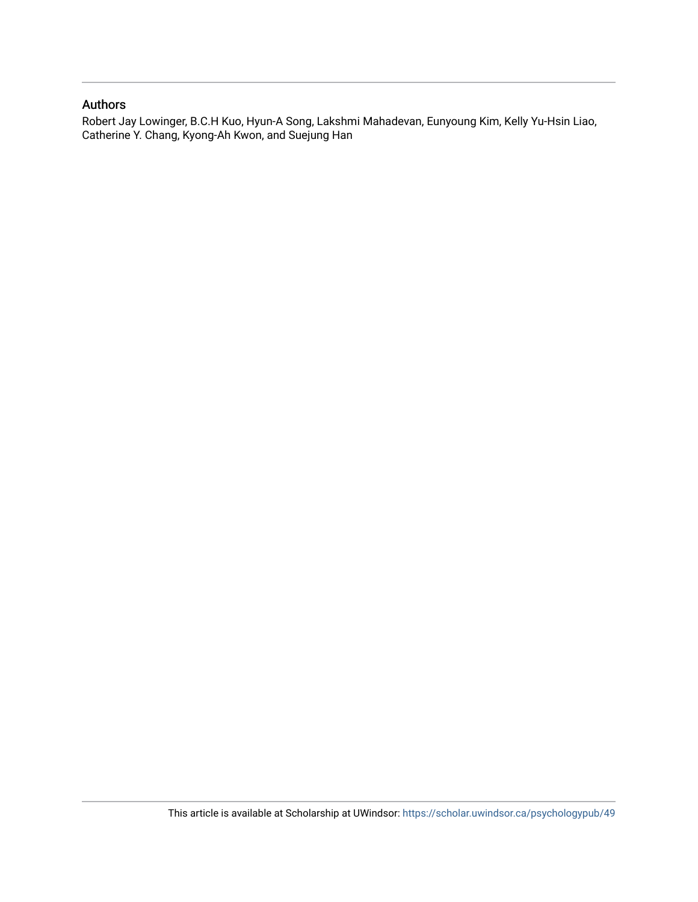## Authors

Robert Jay Lowinger, B.C.H Kuo, Hyun-A Song, Lakshmi Mahadevan, Eunyoung Kim, Kelly Yu-Hsin Liao, Catherine Y. Chang, Kyong-Ah Kwon, and Suejung Han

This article is available at Scholarship at UWindsor: https://scholar.uwindsor.ca/psychologypub/49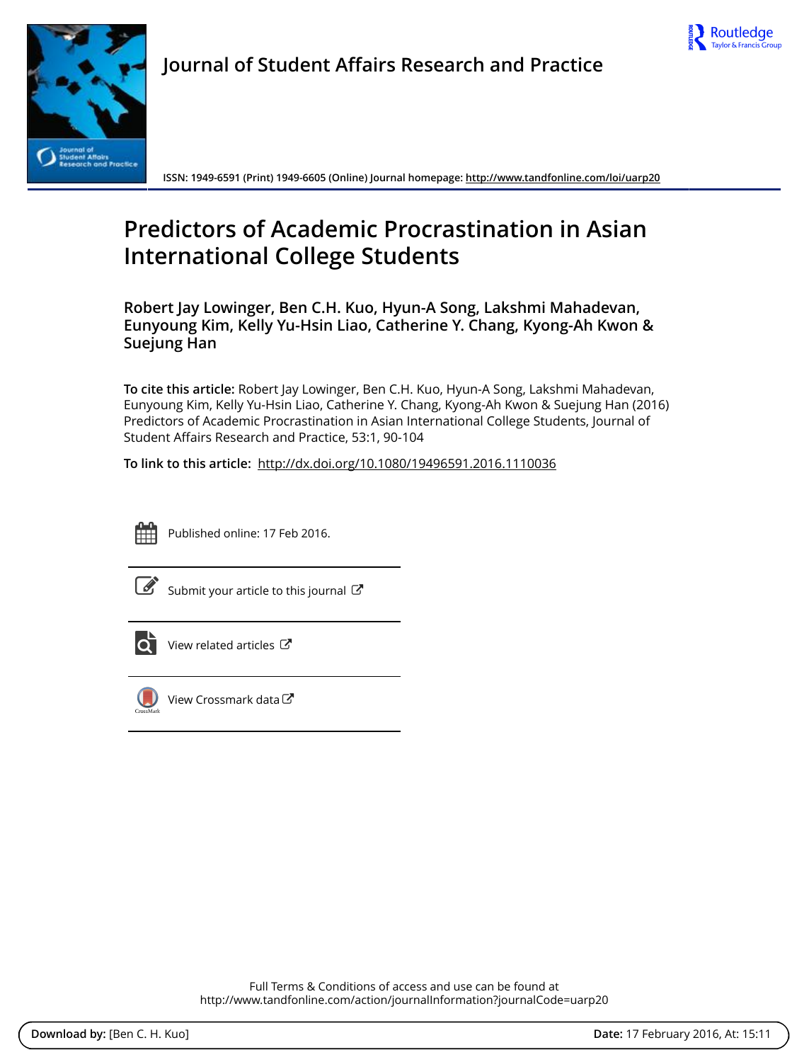# Journal of Student Affairs Research and Practice

ISSN: 1949-6591 (Print) 1949-6605 (Online) Journal homepage: http://www.tandfonline.com/loi/uarp20

# Predictors of Academic Procrastination in Asian International College Students

**Robert Jay Lowinger, Ben C.H. Kuo, Hyun-A Song, Lakshmi Mahadevan, Eunyoung Kim, Kelly Yu-Hsin Liao, Catherine Y. Chang, Kyong-Ah Kwon & Suejung Han**

**To cite this article:** Robert Jay Lowinger, Ben C.H. Kuo, Hyun-A Song, Lakshmi Mahadevan, Eunyoung Kim, Kelly Yu-Hsin Liao, Catherine Y. Chang, Kyong-Ah Kwon & Suejung Han (2016) Predictors of Academic Procrastination in Asian International College Students, Journal of Student Affairs Research and Practice, 53:1, 90-104

**To link to this article:** http://dx.doi.org/10.1080/19496591.2016.1110036

Published online: 17 Feb 2016.

Submit your article to this journal

View related articles

View Crossmark data

Full Terms & Conditions of access and use can be found at http://www.tandfonline.com/action/journalInformation?journalCode=uarp20

**Download by:** [Ben C. H. Kuo] **Date:** 17 February 2016, At: 15:11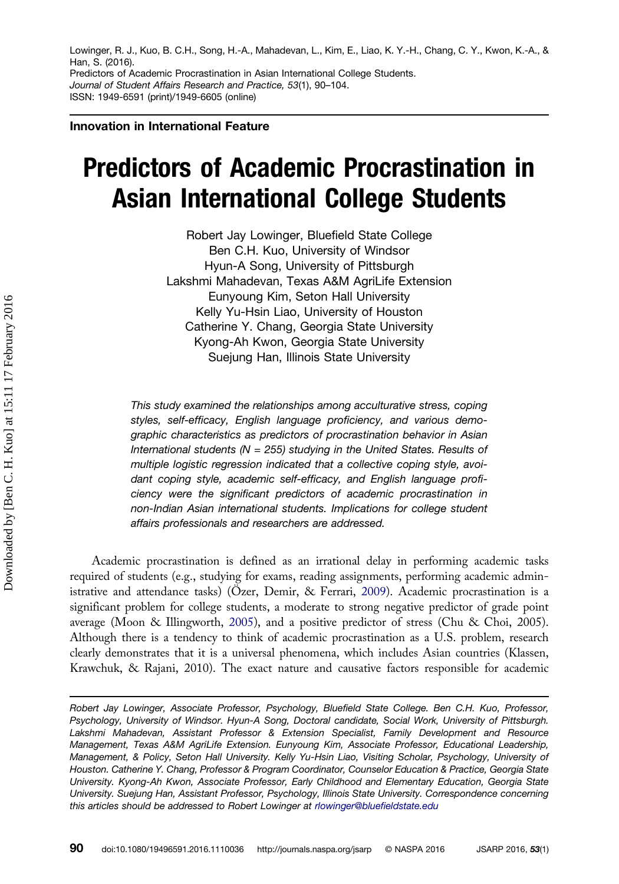Lowinger, R. J., Kuo, B. C.H., Song, H.-A., Mahadevan, L., Kim, E., Liao, K. Y.-H., Chang, C. Y., Kwon, K.-A., & Han, S. (2016).
Predictors of Academic Procrastination in Asian International College Students.
*Journal of Student Affairs Research and Practice, 53*(1), 90–104.
ISSN: 1949-6591 (print)/1949-6605 (online)

**Innovation in International Feature**

# Predictors of Academic Procrastination in Asian International College Students

Robert Jay Lowinger, Bluefield State College
Ben C.H. Kuo, University of Windsor
Hyun-A Song, University of Pittsburgh
Lakshmi Mahadevan, Texas A&M AgriLife Extension
Eunyoung Kim, Seton Hall University
Kelly Yu-Hsin Liao, University of Houston
Catherine Y. Chang, Georgia State University
Kyong-Ah Kwon, Georgia State University
Suejung Han, Illinois State University

*This study examined the relationships among acculturative stress, coping styles, self-efficacy, English language proficiency, and various demographic characteristics as predictors of procrastination behavior in Asian International students (N = 255) studying in the United States. Results of multiple logistic regression indicated that a collective coping style, avoidant coping style, academic self-efficacy, and English language proficiency were the significant predictors of academic procrastination in non-Indian Asian international students. Implications for college student affairs professionals and researchers are addressed.*

Academic procrastination is defined as an irrational delay in performing academic tasks required of students (e.g., studying for exams, reading assignments, performing academic administrative and attendance tasks) (Özer, Demir, & Ferrari, 2009). Academic procrastination is a significant problem for college students, a moderate to strong negative predictor of grade point average (Moon & Illingworth, 2005), and a positive predictor of stress (Chu & Choi, 2005). Although there is a tendency to think of academic procrastination as a U.S. problem, research clearly demonstrates that it is a universal phenomena, which includes Asian countries (Klassen, Krawchuk, & Rajani, 2010). The exact nature and causative factors responsible for academic

*Robert Jay Lowinger, Associate Professor, Psychology, Bluefield State College. Ben C.H. Kuo, Professor, Psychology, University of Windsor. Hyun-A Song, Doctoral candidate, Social Work, University of Pittsburgh. Lakshmi Mahadevan, Assistant Professor & Extension Specialist, Family Development and Resource Management, Texas A&M AgriLife Extension. Eunyoung Kim, Associate Professor, Educational Leadership, Management, & Policy, Seton Hall University. Kelly Yu-Hsin Liao, Visiting Scholar, Psychology, University of Houston. Catherine Y. Chang, Professor & Program Coordinator, Counselor Education & Practice, Georgia State University. Kyong-Ah Kwon, Associate Professor, Early Childhood and Elementary Education, Georgia State University. Suejung Han, Assistant Professor, Psychology, Illinois State University. Correspondence concerning this articles should be addressed to Robert Lowinger at rlowinger@bluefieldstate.edu*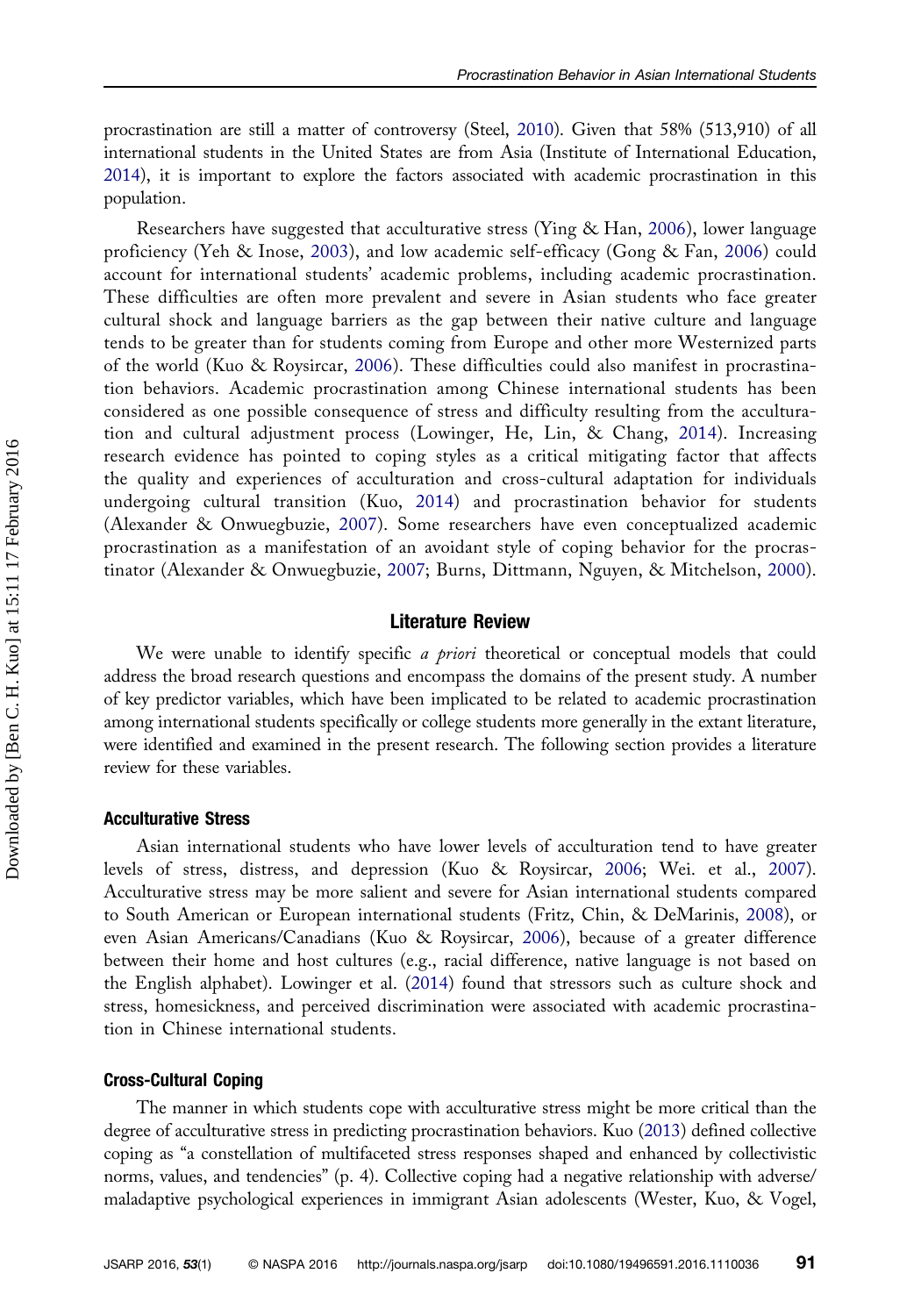procrastination are still a matter of controversy (Steel, 2010). Given that 58% (513,910) of all international students in the United States are from Asia (Institute of International Education, 2014), it is important to explore the factors associated with academic procrastination in this population.

Researchers have suggested that acculturative stress (Ying & Han, 2006), lower language proficiency (Yeh & Inose, 2003), and low academic self-efficacy (Gong & Fan, 2006) could account for international students' academic problems, including academic procrastination. These difficulties are often more prevalent and severe in Asian students who face greater cultural shock and language barriers as the gap between their native culture and language tends to be greater than for students coming from Europe and other more Westernized parts of the world (Kuo & Roysircar, 2006). These difficulties could also manifest in procrastination behaviors. Academic procrastination among Chinese international students has been considered as one possible consequence of stress and difficulty resulting from the acculturation and cultural adjustment process (Lowinger, He, Lin, & Chang, 2014). Increasing research evidence has pointed to coping styles as a critical mitigating factor that affects the quality and experiences of acculturation and cross-cultural adaptation for individuals undergoing cultural transition (Kuo, 2014) and procrastination behavior for students (Alexander & Onwuegbuzie, 2007). Some researchers have even conceptualized academic procrastination as a manifestation of an avoidant style of coping behavior for the procrastinator (Alexander & Onwuegbuzie, 2007; Burns, Dittmann, Nguyen, & Mitchelson, 2000).

## Literature Review

We were unable to identify specific *a priori* theoretical or conceptual models that could address the broad research questions and encompass the domains of the present study. A number of key predictor variables, which have been implicated to be related to academic procrastination among international students specifically or college students more generally in the extant literature, were identified and examined in the present research. The following section provides a literature review for these variables.

### Acculturative Stress

Asian international students who have lower levels of acculturation tend to have greater levels of stress, distress, and depression (Kuo & Roysircar, 2006; Wei. et al., 2007). Acculturative stress may be more salient and severe for Asian international students compared to South American or European international students (Fritz, Chin, & DeMarinis, 2008), or even Asian Americans/Canadians (Kuo & Roysircar, 2006), because of a greater difference between their home and host cultures (e.g., racial difference, native language is not based on the English alphabet). Lowinger et al. (2014) found that stressors such as culture shock and stress, homesickness, and perceived discrimination were associated with academic procrastination in Chinese international students.

### Cross-Cultural Coping

The manner in which students cope with acculturative stress might be more critical than the degree of acculturative stress in predicting procrastination behaviors. Kuo (2013) defined collective coping as "a constellation of multifaceted stress responses shaped and enhanced by collectivistic norms, values, and tendencies" (p. 4). Collective coping had a negative relationship with adverse/maladaptive psychological experiences in immigrant Asian adolescents (Wester, Kuo, & Vogel,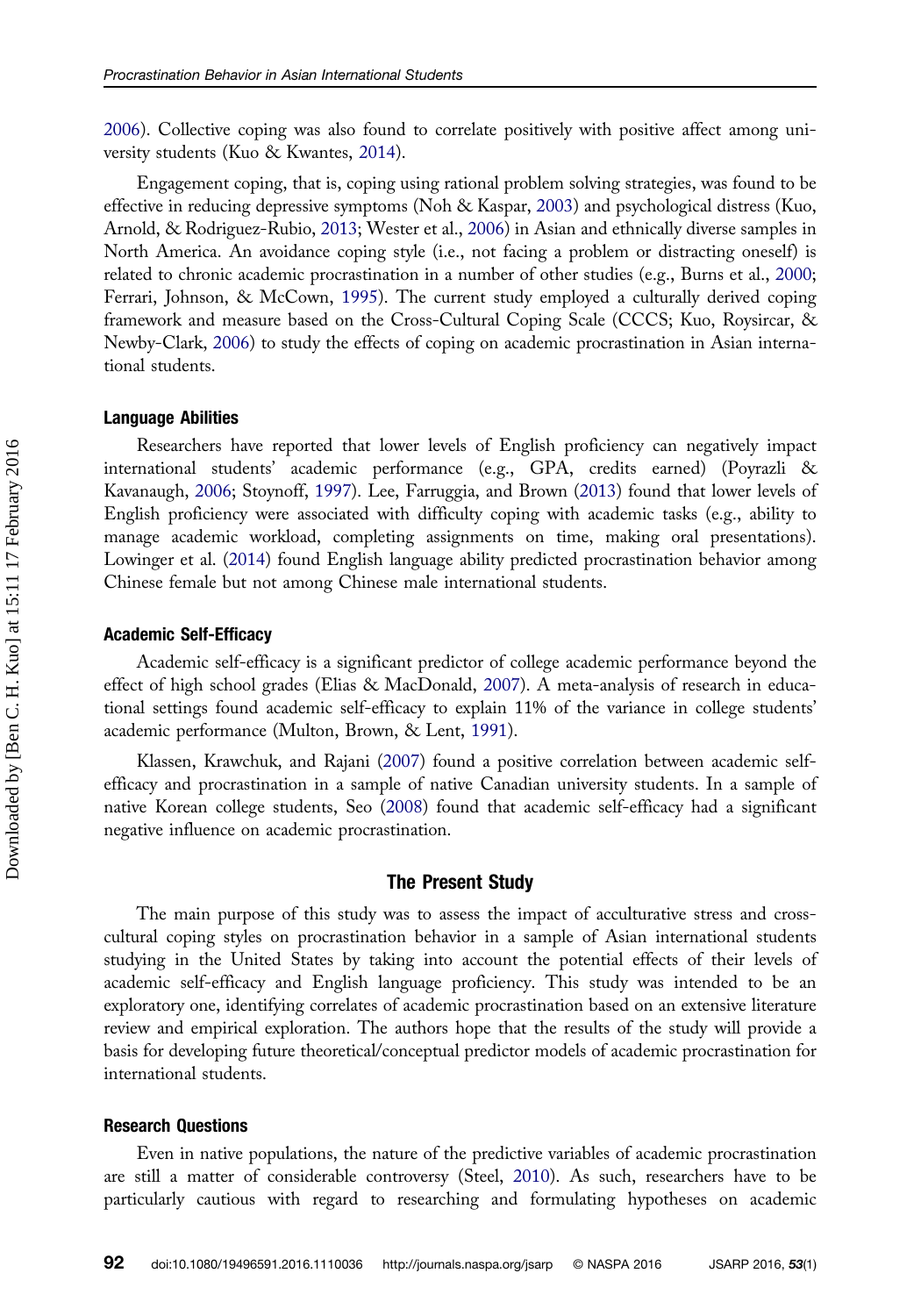2006). Collective coping was also found to correlate positively with positive affect among university students (Kuo & Kwantes, 2014).

Engagement coping, that is, coping using rational problem solving strategies, was found to be effective in reducing depressive symptoms (Noh & Kaspar, 2003) and psychological distress (Kuo, Arnold, & Rodriguez-Rubio, 2013; Wester et al., 2006) in Asian and ethnically diverse samples in North America. An avoidance coping style (i.e., not facing a problem or distracting oneself) is related to chronic academic procrastination in a number of other studies (e.g., Burns et al., 2000; Ferrari, Johnson, & McCown, 1995). The current study employed a culturally derived coping framework and measure based on the Cross-Cultural Coping Scale (CCCS; Kuo, Roysircar, & Newby-Clark, 2006) to study the effects of coping on academic procrastination in Asian international students.

### Language Abilities

Researchers have reported that lower levels of English proficiency can negatively impact international students' academic performance (e.g., GPA, credits earned) (Poyrazli & Kavanaugh, 2006; Stoynoff, 1997). Lee, Farruggia, and Brown (2013) found that lower levels of English proficiency were associated with difficulty coping with academic tasks (e.g., ability to manage academic workload, completing assignments on time, making oral presentations). Lowinger et al. (2014) found English language ability predicted procrastination behavior among Chinese female but not among Chinese male international students.

### Academic Self-Efficacy

Academic self-efficacy is a significant predictor of college academic performance beyond the effect of high school grades (Elias & MacDonald, 2007). A meta-analysis of research in educational settings found academic self-efficacy to explain 11% of the variance in college students' academic performance (Multon, Brown, & Lent, 1991).

Klassen, Krawchuk, and Rajani (2007) found a positive correlation between academic self-efficacy and procrastination in a sample of native Canadian university students. In a sample of native Korean college students, Seo (2008) found that academic self-efficacy had a significant negative influence on academic procrastination.

## The Present Study

The main purpose of this study was to assess the impact of acculturative stress and cross-cultural coping styles on procrastination behavior in a sample of Asian international students studying in the United States by taking into account the potential effects of their levels of academic self-efficacy and English language proficiency. This study was intended to be an exploratory one, identifying correlates of academic procrastination based on an extensive literature review and empirical exploration. The authors hope that the results of the study will provide a basis for developing future theoretical/conceptual predictor models of academic procrastination for international students.

### Research Questions

Even in native populations, the nature of the predictive variables of academic procrastination are still a matter of considerable controversy (Steel, 2010). As such, researchers have to be particularly cautious with regard to researching and formulating hypotheses on academic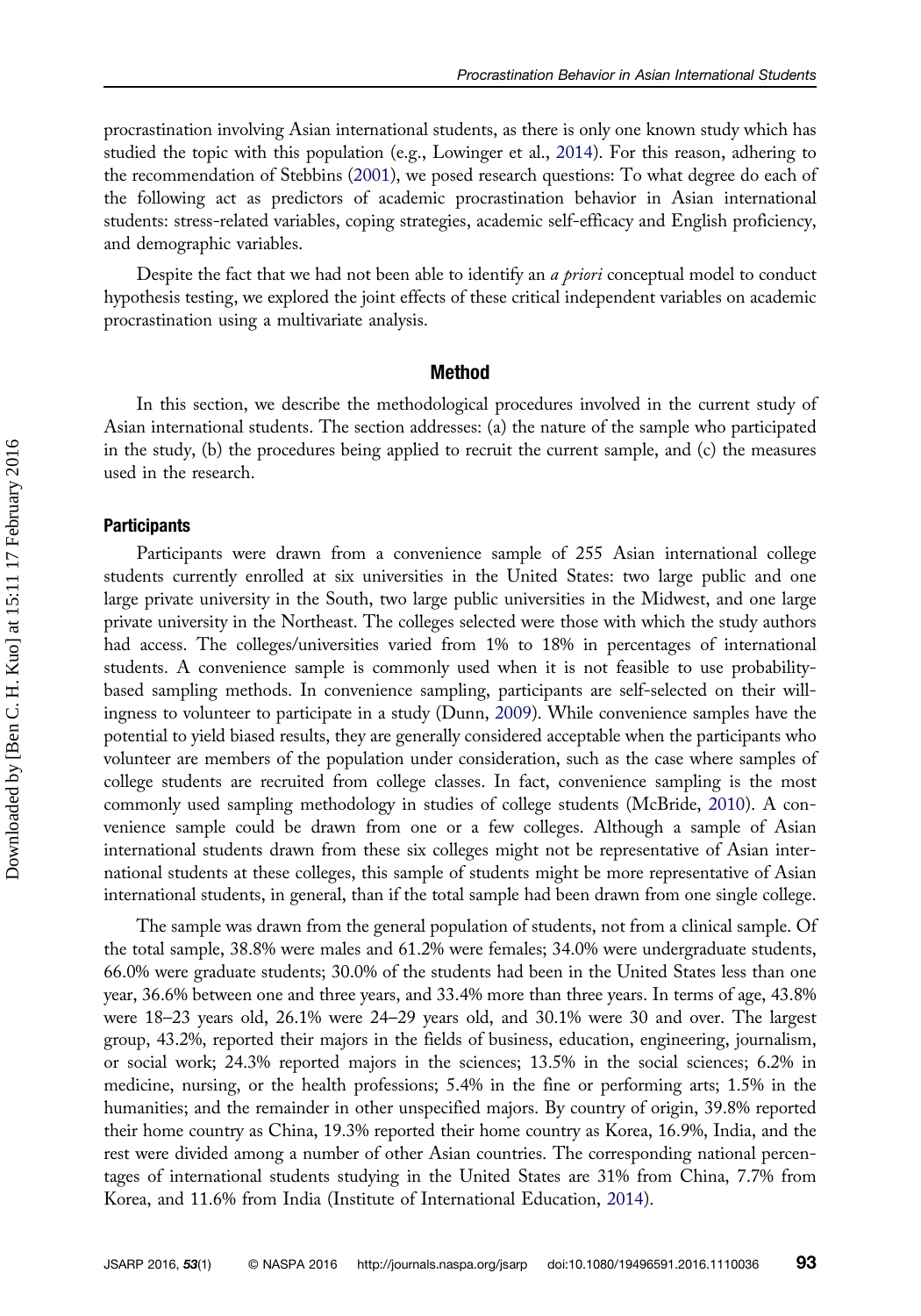procrastination involving Asian international students, as there is only one known study which has studied the topic with this population (e.g., Lowinger et al., 2014). For this reason, adhering to the recommendation of Stebbins (2001), we posed research questions: To what degree do each of the following act as predictors of academic procrastination behavior in Asian international students: stress-related variables, coping strategies, academic self-efficacy and English proficiency, and demographic variables.

Despite the fact that we had not been able to identify an *a priori* conceptual model to conduct hypothesis testing, we explored the joint effects of these critical independent variables on academic procrastination using a multivariate analysis.

## Method

In this section, we describe the methodological procedures involved in the current study of Asian international students. The section addresses: (a) the nature of the sample who participated in the study, (b) the procedures being applied to recruit the current sample, and (c) the measures used in the research.

### Participants

Participants were drawn from a convenience sample of 255 Asian international college students currently enrolled at six universities in the United States: two large public and one large private university in the South, two large public universities in the Midwest, and one large private university in the Northeast. The colleges selected were those with which the study authors had access. The colleges/universities varied from 1% to 18% in percentages of international students. A convenience sample is commonly used when it is not feasible to use probability-based sampling methods. In convenience sampling, participants are self-selected on their willingness to volunteer to participate in a study (Dunn, 2009). While convenience samples have the potential to yield biased results, they are generally considered acceptable when the participants who volunteer are members of the population under consideration, such as the case where samples of college students are recruited from college classes. In fact, convenience sampling is the most commonly used sampling methodology in studies of college students (McBride, 2010). A convenience sample could be drawn from one or a few colleges. Although a sample of Asian international students drawn from these six colleges might not be representative of Asian international students at these colleges, this sample of students might be more representative of Asian international students, in general, than if the total sample had been drawn from one single college.

The sample was drawn from the general population of students, not from a clinical sample. Of the total sample, 38.8% were males and 61.2% were females; 34.0% were undergraduate students, 66.0% were graduate students; 30.0% of the students had been in the United States less than one year, 36.6% between one and three years, and 33.4% more than three years. In terms of age, 43.8% were 18–23 years old, 26.1% were 24–29 years old, and 30.1% were 30 and over. The largest group, 43.2%, reported their majors in the fields of business, education, engineering, journalism, or social work; 24.3% reported majors in the sciences; 13.5% in the social sciences; 6.2% in medicine, nursing, or the health professions; 5.4% in the fine or performing arts; 1.5% in the humanities; and the remainder in other unspecified majors. By country of origin, 39.8% reported their home country as China, 19.3% reported their home country as Korea, 16.9%, India, and the rest were divided among a number of other Asian countries. The corresponding national percentages of international students studying in the United States are 31% from China, 7.7% from Korea, and 11.6% from India (Institute of International Education, 2014).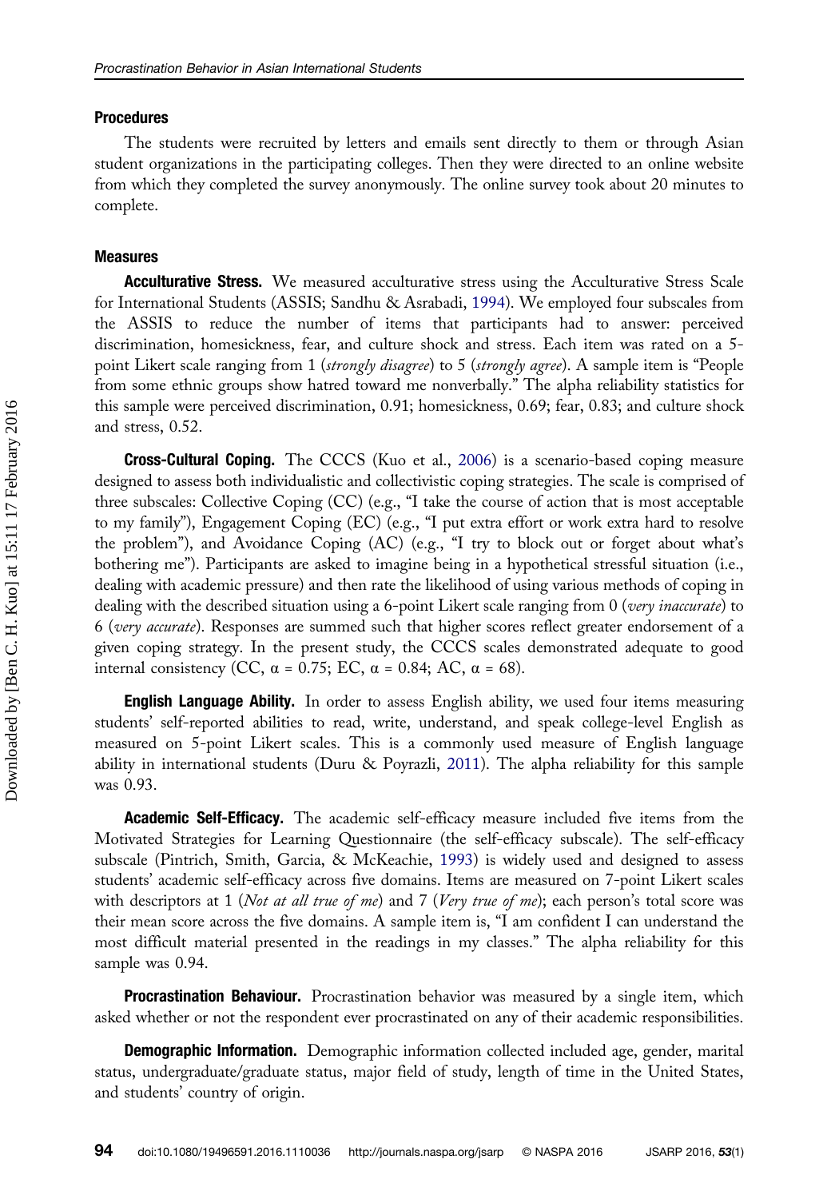### Procedures

The students were recruited by letters and emails sent directly to them or through Asian student organizations in the participating colleges. Then they were directed to an online website from which they completed the survey anonymously. The online survey took about 20 minutes to complete.

### Measures

**Acculturative Stress.** We measured acculturative stress using the Acculturative Stress Scale for International Students (ASSIS; Sandhu & Asrabadi, 1994). We employed four subscales from the ASSIS to reduce the number of items that participants had to answer: perceived discrimination, homesickness, fear, and culture shock and stress. Each item was rated on a 5-point Likert scale ranging from 1 (*strongly disagree*) to 5 (*strongly agree*). A sample item is "People from some ethnic groups show hatred toward me nonverbally." The alpha reliability statistics for this sample were perceived discrimination, 0.91; homesickness, 0.69; fear, 0.83; and culture shock and stress, 0.52.

**Cross-Cultural Coping.** The CCCS (Kuo et al., 2006) is a scenario-based coping measure designed to assess both individualistic and collectivistic coping strategies. The scale is comprised of three subscales: Collective Coping (CC) (e.g., "I take the course of action that is most acceptable to my family"), Engagement Coping (EC) (e.g., "I put extra effort or work extra hard to resolve the problem"), and Avoidance Coping (AC) (e.g., "I try to block out or forget about what's bothering me"). Participants are asked to imagine being in a hypothetical stressful situation (i.e., dealing with academic pressure) and then rate the likelihood of using various methods of coping in dealing with the described situation using a 6-point Likert scale ranging from 0 (*very inaccurate*) to 6 (*very accurate*). Responses are summed such that higher scores reflect greater endorsement of a given coping strategy. In the present study, the CCCS scales demonstrated adequate to good internal consistency (CC, $\alpha$ = 0.75; EC, $\alpha$ = 0.84; AC, $\alpha$ = 68).

**English Language Ability.** In order to assess English ability, we used four items measuring students' self-reported abilities to read, write, understand, and speak college-level English as measured on 5-point Likert scales. This is a commonly used measure of English language ability in international students (Duru & Poyrazli, 2011). The alpha reliability for this sample was 0.93.

**Academic Self-Efficacy.** The academic self-efficacy measure included five items from the Motivated Strategies for Learning Questionnaire (the self-efficacy subscale). The self-efficacy subscale (Pintrich, Smith, Garcia, & McKeachie, 1993) is widely used and designed to assess students' academic self-efficacy across five domains. Items are measured on 7-point Likert scales with descriptors at 1 (*Not at all true of me*) and 7 (*Very true of me*); each person's total score was their mean score across the five domains. A sample item is, "I am confident I can understand the most difficult material presented in the readings in my classes." The alpha reliability for this sample was 0.94.

**Procrastination Behaviour.** Procrastination behavior was measured by a single item, which asked whether or not the respondent ever procrastinated on any of their academic responsibilities.

**Demographic Information.** Demographic information collected included age, gender, marital status, undergraduate/graduate status, major field of study, length of time in the United States, and students' country of origin.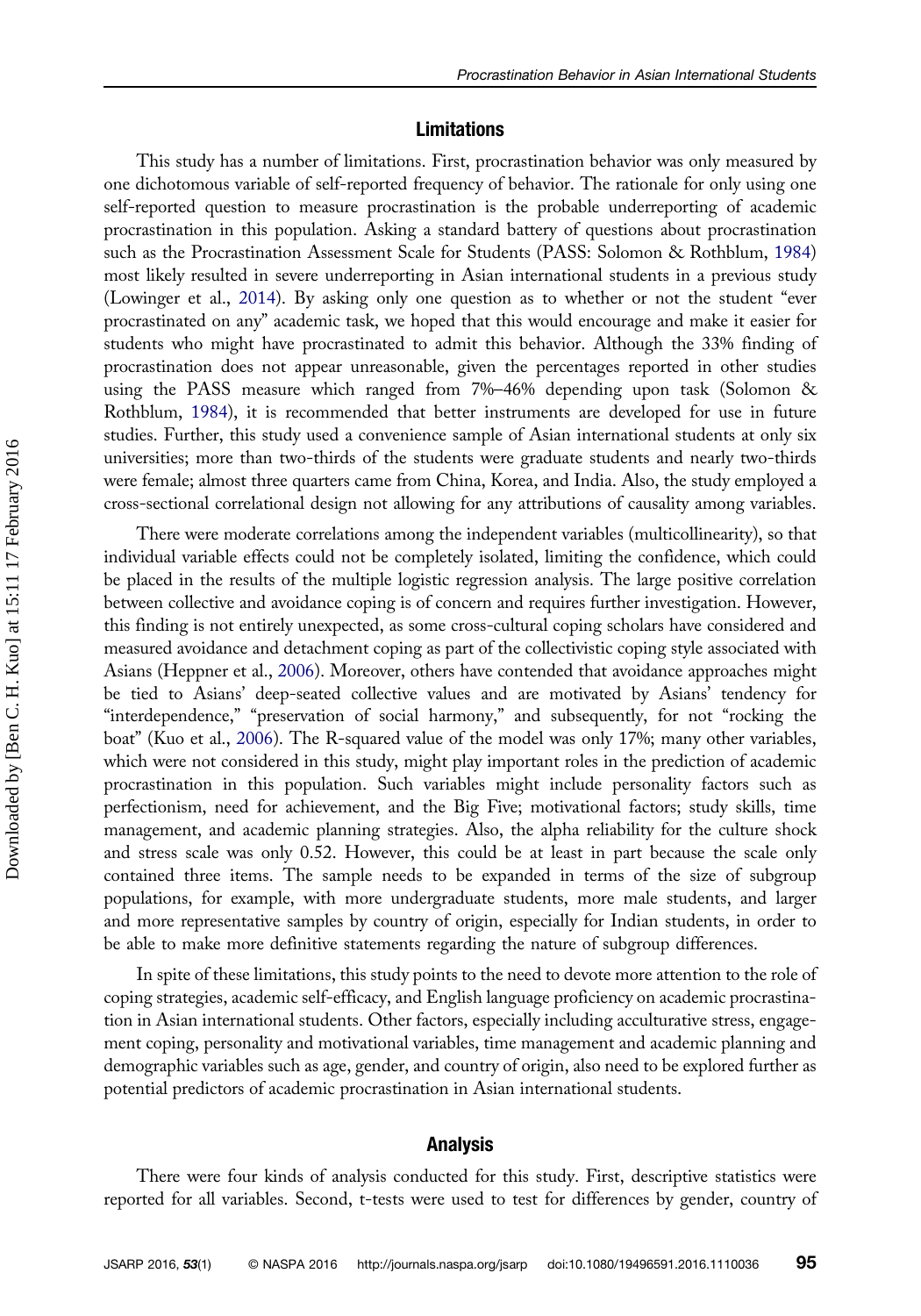## Limitations

This study has a number of limitations. First, procrastination behavior was only measured by one dichotomous variable of self-reported frequency of behavior. The rationale for only using one self-reported question to measure procrastination is the probable underreporting of academic procrastination in this population. Asking a standard battery of questions about procrastination such as the Procrastination Assessment Scale for Students (PASS: Solomon & Rothblum, 1984) most likely resulted in severe underreporting in Asian international students in a previous study (Lowinger et al., 2014). By asking only one question as to whether or not the student "ever procrastinated on any" academic task, we hoped that this would encourage and make it easier for students who might have procrastinated to admit this behavior. Although the 33% finding of procrastination does not appear unreasonable, given the percentages reported in other studies using the PASS measure which ranged from 7%–46% depending upon task (Solomon & Rothblum, 1984), it is recommended that better instruments are developed for use in future studies. Further, this study used a convenience sample of Asian international students at only six universities; more than two-thirds of the students were graduate students and nearly two-thirds were female; almost three quarters came from China, Korea, and India. Also, the study employed a cross-sectional correlational design not allowing for any attributions of causality among variables.

There were moderate correlations among the independent variables (multicollinearity), so that individual variable effects could not be completely isolated, limiting the confidence, which could be placed in the results of the multiple logistic regression analysis. The large positive correlation between collective and avoidance coping is of concern and requires further investigation. However, this finding is not entirely unexpected, as some cross-cultural coping scholars have considered and measured avoidance and detachment coping as part of the collectivistic coping style associated with Asians (Heppner et al., 2006). Moreover, others have contended that avoidance approaches might be tied to Asians' deep-seated collective values and are motivated by Asians' tendency for "interdependence," "preservation of social harmony," and subsequently, for not "rocking the boat" (Kuo et al., 2006). The R-squared value of the model was only 17%; many other variables, which were not considered in this study, might play important roles in the prediction of academic procrastination in this population. Such variables might include personality factors such as perfectionism, need for achievement, and the Big Five; motivational factors; study skills, time management, and academic planning strategies. Also, the alpha reliability for the culture shock and stress scale was only 0.52. However, this could be at least in part because the scale only contained three items. The sample needs to be expanded in terms of the size of subgroup populations, for example, with more undergraduate students, more male students, and larger and more representative samples by country of origin, especially for Indian students, in order to be able to make more definitive statements regarding the nature of subgroup differences.

In spite of these limitations, this study points to the need to devote more attention to the role of coping strategies, academic self-efficacy, and English language proficiency on academic procrastination in Asian international students. Other factors, especially including acculturative stress, engagement coping, personality and motivational variables, time management and academic planning and demographic variables such as age, gender, and country of origin, also need to be explored further as potential predictors of academic procrastination in Asian international students.

## Analysis

There were four kinds of analysis conducted for this study. First, descriptive statistics were reported for all variables. Second, t-tests were used to test for differences by gender, country of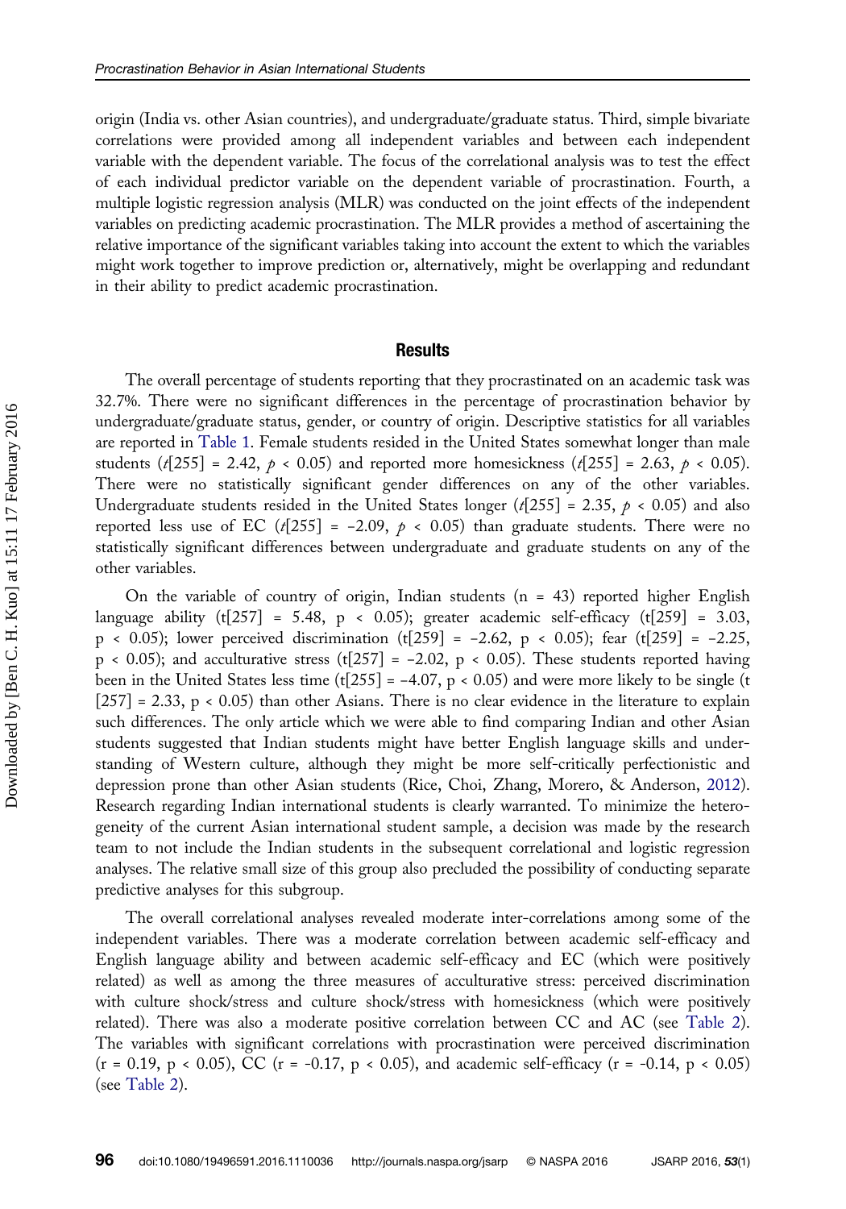origin (India vs. other Asian countries), and undergraduate/graduate status. Third, simple bivariate correlations were provided among all independent variables and between each independent variable with the dependent variable. The focus of the correlational analysis was to test the effect of each individual predictor variable on the dependent variable of procrastination. Fourth, a multiple logistic regression analysis (MLR) was conducted on the joint effects of the independent variables on predicting academic procrastination. The MLR provides a method of ascertaining the relative importance of the significant variables taking into account the extent to which the variables might work together to improve prediction or, alternatively, might be overlapping and redundant in their ability to predict academic procrastination.

## Results

The overall percentage of students reporting that they procrastinated on an academic task was 32.7%. There were no significant differences in the percentage of procrastination behavior by undergraduate/graduate status, gender, or country of origin. Descriptive statistics for all variables are reported in Table 1. Female students resided in the United States somewhat longer than male students ($t[255] = 2.42$, $p < 0.05$) and reported more homesickness ($t[255] = 2.63$, $p < 0.05$). There were no statistically significant gender differences on any of the other variables. Undergraduate students resided in the United States longer ($t[255] = 2.35$, $p < 0.05$) and also reported less use of EC ($t[255] = -2.09$, $p < 0.05$) than graduate students. There were no statistically significant differences between undergraduate and graduate students on any of the other variables.

On the variable of country of origin, Indian students (n = 43) reported higher English language ability ($t[257] = 5.48$, $p < 0.05$); greater academic self-efficacy ($t[259] = 3.03$, $p < 0.05$); lower perceived discrimination ($t[259] = -2.62$, $p < 0.05$); fear ($t[259] = -2.25$, $p < 0.05$); and acculturative stress ($t[257] = -2.02$, $p < 0.05$). These students reported having been in the United States less time ($t[255] = -4.07$, $p < 0.05$) and were more likely to be single ($t[257] = 2.33$, $p < 0.05$) than other Asians. There is no clear evidence in the literature to explain such differences. The only article which we were able to find comparing Indian and other Asian students suggested that Indian students might have better English language skills and understanding of Western culture, although they might be more self-critically perfectionistic and depression prone than other Asian students (Rice, Choi, Zhang, Morero, & Anderson, 2012). Research regarding Indian international students is clearly warranted. To minimize the heterogeneity of the current Asian international student sample, a decision was made by the research team to not include the Indian students in the subsequent correlational and logistic regression analyses. The relative small size of this group also precluded the possibility of conducting separate predictive analyses for this subgroup.

The overall correlational analyses revealed moderate inter-correlations among some of the independent variables. There was a moderate correlation between academic self-efficacy and English language ability and between academic self-efficacy and EC (which were positively related) as well as among the three measures of acculturative stress: perceived discrimination with culture shock/stress and culture shock/stress with homesickness (which were positively related). There was also a moderate positive correlation between CC and AC (see Table 2). The variables with significant correlations with procrastination were perceived discrimination ($r = 0.19$, $p < 0.05$), CC ($r = -0.17$, $p < 0.05$), and academic self-efficacy ($r = -0.14$, $p < 0.05$) (see Table 2).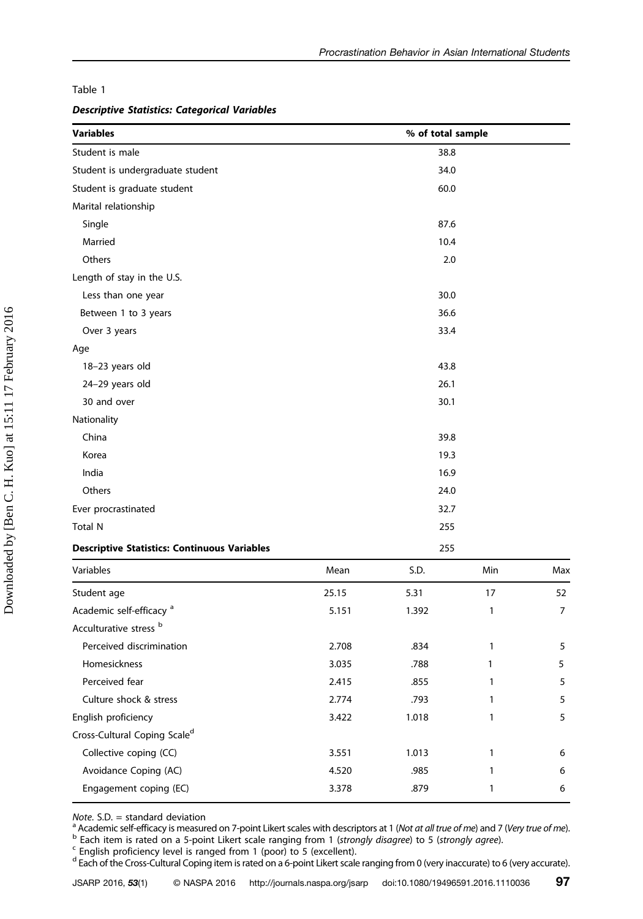Table 1

***Descriptive Statistics: Categorical Variables***

| Variables | % of total sample |
|---|---|
| Student is male | 38.8 |
| Student is undergraduate student | 34.0 |
| Student is graduate student | 60.0 |
| Marital relationship | |
| Single | 87.6 |
| Married | 10.4 |
| Others | 2.0 |
| Length of stay in the U.S. | |
| Less than one year | 30.0 |
| Between 1 to 3 years | 36.6 |
| Over 3 years | 33.4 |
| Age | |
| 18–23 years old | 43.8 |
| 24–29 years old | 26.1 |
| 30 and over | 30.1 |
| Nationality | |
| China | 39.8 |
| Korea | 19.3 |
| India | 16.9 |
| Others | 24.0 |
| Ever procrastinated | 32.7 |
| Total N | 255 |

**Descriptive Statistics: Continuous Variables** 255

| Variables | Mean | S.D. | Min | Max |
|---|---|---|---|---|
| Student age | 25.15 | 5.31 | 17 | 52 |
| Academic self-efficacy [a] | 5.151 | 1.392 | 1 | 7 |
| Acculturative stress [b] | | | | |
| Perceived discrimination | 2.708 | .834 | 1 | 5 |
| Homesickness | 3.035 | .788 | 1 | 5 |
| Perceived fear | 2.415 | .855 | 1 | 5 |
| Culture shock & stress | 2.774 | .793 | 1 | 5 |
| English proficiency | 3.422 | 1.018 | 1 | 5 |
| Cross-Cultural Coping Scale[d] | | | | |
| Collective coping (CC) | 3.551 | 1.013 | 1 | 6 |
| Avoidance Coping (AC) | 4.520 | .985 | 1 | 6 |
| Engagement coping (EC) | 3.378 | .879 | 1 | 6 |

*Note.* S.D. = standard deviation

[a] Academic self-efficacy is measured on 7-point Likert scales with descriptors at 1 (*Not at all true of me*) and 7 (*Very true of me*).

[b] Each item is rated on a 5-point Likert scale ranging from 1 (*strongly disagree*) to 5 (*strongly agree*).

[c] English proficiency level is ranged from 1 (poor) to 5 (excellent).

[d] Each of the Cross-Cultural Coping item is rated on a 6-point Likert scale ranging from 0 (very inaccurate) to 6 (very accurate).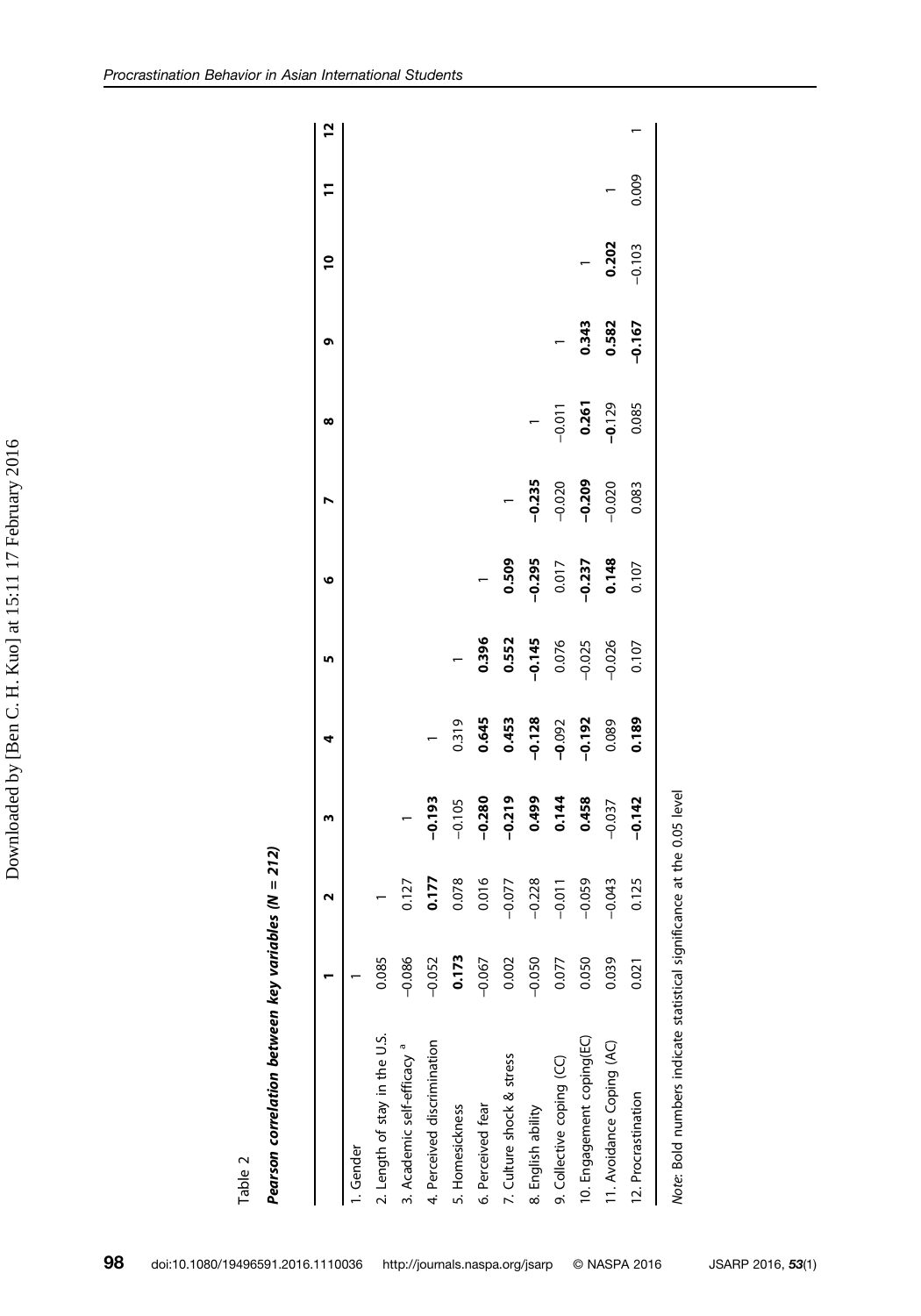Table 2

***Pearson correlation between key variables (N = 212)***

| | 1 | 2 | 3 | 4 | 5 | 6 | 7 | 8 | 9 | 10 | 11 | 12 |
|---|---|---|---|---|---|---|---|---|---|---|---|---|
| 1. Gender | 1 | | | | | | | | | | | |
| 2. Length of stay in the U.S. | 0.085 | 1 | | | | | | | | | | |
| 3. Academic self-efficacy [a] | −0.086 | 0.127 | 1 | | | | | | | | | |
| 4. Perceived discrimination | −0.052 | **0.177** | **−0.193** | 1 | | | | | | | | |
| 5. Homesickness | **0.173** | 0.078 | −0.105 | 0.319 | 1 | | | | | | | |
| 6. Perceived fear | −0.067 | 0.016 | **−0.280** | **0.645** | **0.396** | 1 | | | | | | |
| 7. Culture shock & stress | 0.002 | −0.077 | **−0.219** | **0.453** | **0.552** | **0.509** | 1 | | | | | |
| 8. English ability | −0.050 | −0.228 | **0.499** | **−0.128** | **−0.145** | **−0.295** | **−0.235** | 1 | | | | |
| 9. Collective coping (CC) | 0.077 | −0.011 | **0.144** | −0.092 | 0.076 | 0.017 | −0.020 | −0.011 | 1 | | | |
| 10. Engagement coping(EC) | 0.050 | −0.059 | **0.458** | **−0.192** | −0.025 | **−0.237** | **−0.209** | **0.261** | **0.343** | 1 | | |
| 11. Avoidance Coping (AC) | 0.039 | −0.043 | −0.037 | 0.089 | −0.026 | **0.148** | −0.020 | −0.129 | **0.582** | **0.202** | 1 | |
| 12. Procrastination | 0.021 | 0.125 | **−0.142** | **0.189** | 0.107 | 0.107 | 0.083 | 0.085 | **−0.167** | −0.103 | 0.009 | 1 |

*Note*: Bold numbers indicate statistical significance at the 0.05 level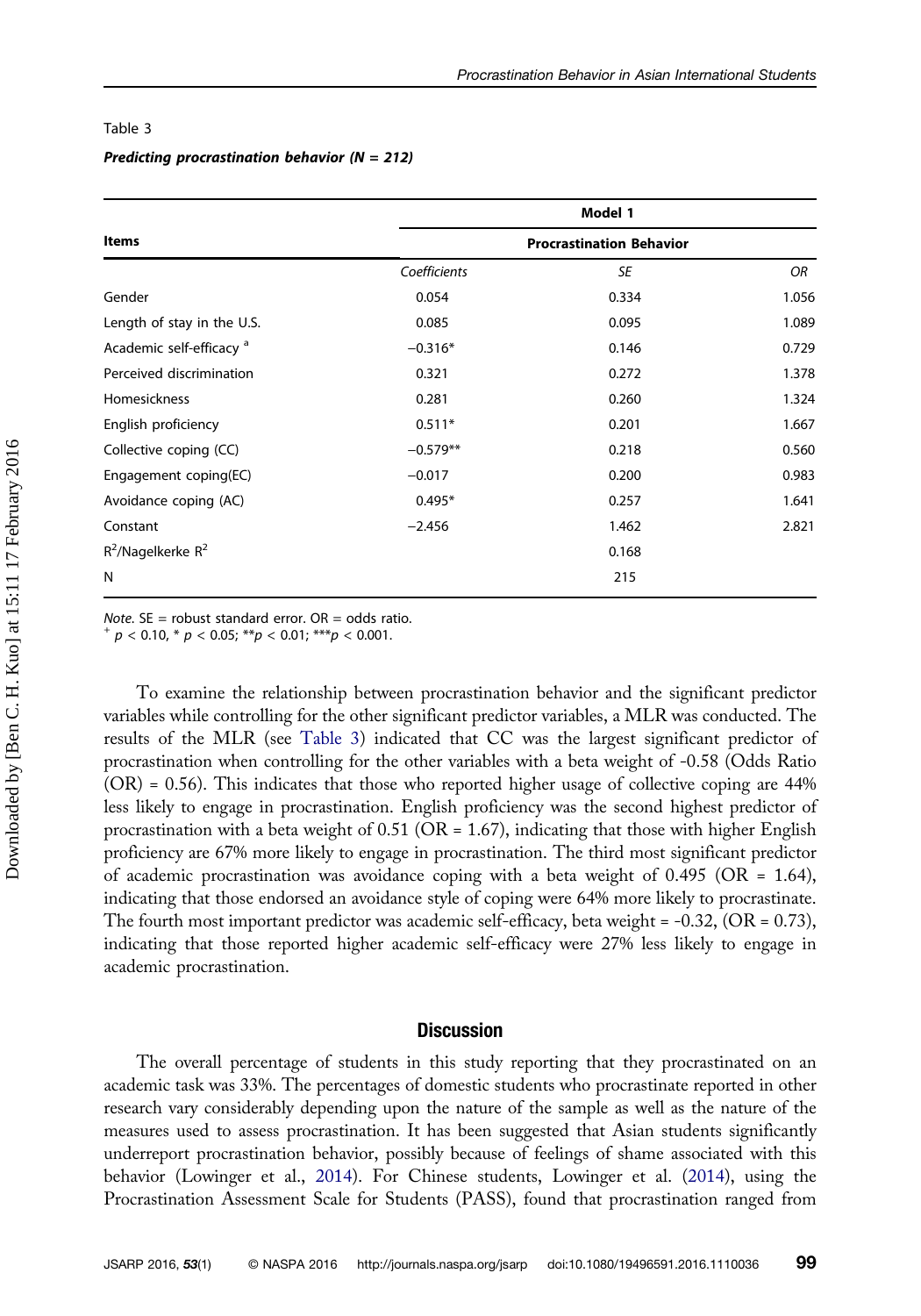Table 3

***Predicting procrastination behavior (N = 212)***

| Items | Model 1 | | |
|---|---|---|---|
| | Procrastination Behavior | | |
| | *Coefficients* | *SE* | *OR* |
| Gender | 0.054 | 0.334 | 1.056 |
| Length of stay in the U.S. | 0.085 | 0.095 | 1.089 |
| Academic self-efficacy [a] | −0.316* | 0.146 | 0.729 |
| Perceived discrimination | 0.321 | 0.272 | 1.378 |
| Homesickness | 0.281 | 0.260 | 1.324 |
| English proficiency | 0.511* | 0.201 | 1.667 |
| Collective coping (CC) | −0.579** | 0.218 | 0.560 |
| Engagement coping(EC) | −0.017 | 0.200 | 0.983 |
| Avoidance coping (AC) | 0.495* | 0.257 | 1.641 |
| Constant | −2.456 | 1.462 | 2.821 |
| $R^2$/Nagelkerke $R^2$ | | 0.168 | |
| N | | 215 | |

*Note.* SE = robust standard error. OR = odds ratio.
$^{+}$ $p < 0.10$, * $p < 0.05$; ** $p < 0.01$; *** $p < 0.001$.

To examine the relationship between procrastination behavior and the significant predictor variables while controlling for the other significant predictor variables, a MLR was conducted. The results of the MLR (see Table 3) indicated that CC was the largest significant predictor of procrastination when controlling for the other variables with a beta weight of -0.58 (Odds Ratio (OR) = 0.56). This indicates that those who reported higher usage of collective coping are 44% less likely to engage in procrastination. English proficiency was the second highest predictor of procrastination with a beta weight of 0.51 (OR = 1.67), indicating that those with higher English proficiency are 67% more likely to engage in procrastination. The third most significant predictor of academic procrastination was avoidance coping with a beta weight of 0.495 (OR = 1.64), indicating that those endorsed an avoidance style of coping were 64% more likely to procrastinate. The fourth most important predictor was academic self-efficacy, beta weight = -0.32, (OR = 0.73), indicating that those reported higher academic self-efficacy were 27% less likely to engage in academic procrastination.

## Discussion

The overall percentage of students in this study reporting that they procrastinated on an academic task was 33%. The percentages of domestic students who procrastinate reported in other research vary considerably depending upon the nature of the sample as well as the nature of the measures used to assess procrastination. It has been suggested that Asian students significantly underreport procrastination behavior, possibly because of feelings of shame associated with this behavior (Lowinger et al., 2014). For Chinese students, Lowinger et al. (2014), using the Procrastination Assessment Scale for Students (PASS), found that procrastination ranged from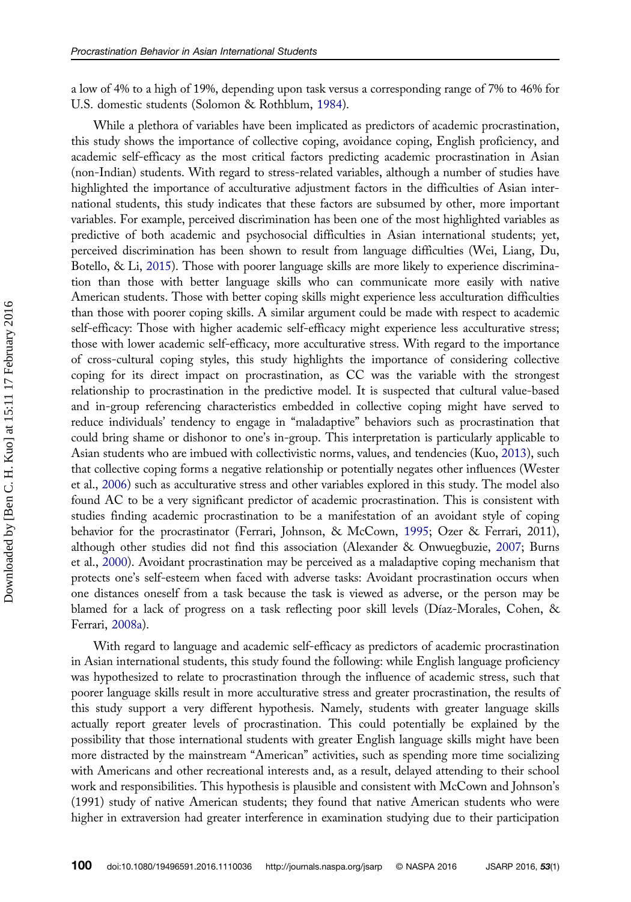a low of 4% to a high of 19%, depending upon task versus a corresponding range of 7% to 46% for U.S. domestic students (Solomon & Rothblum, 1984).

While a plethora of variables have been implicated as predictors of academic procrastination, this study shows the importance of collective coping, avoidance coping, English proficiency, and academic self-efficacy as the most critical factors predicting academic procrastination in Asian (non-Indian) students. With regard to stress-related variables, although a number of studies have highlighted the importance of acculturative adjustment factors in the difficulties of Asian international students, this study indicates that these factors are subsumed by other, more important variables. For example, perceived discrimination has been one of the most highlighted variables as predictive of both academic and psychosocial difficulties in Asian international students; yet, perceived discrimination has been shown to result from language difficulties (Wei, Liang, Du, Botello, & Li, 2015). Those with poorer language skills are more likely to experience discrimination than those with better language skills who can communicate more easily with native American students. Those with better coping skills might experience less acculturation difficulties than those with poorer coping skills. A similar argument could be made with respect to academic self-efficacy: Those with higher academic self-efficacy might experience less acculturative stress; those with lower academic self-efficacy, more acculturative stress. With regard to the importance of cross-cultural coping styles, this study highlights the importance of considering collective coping for its direct impact on procrastination, as CC was the variable with the strongest relationship to procrastination in the predictive model. It is suspected that cultural value-based and in-group referencing characteristics embedded in collective coping might have served to reduce individuals' tendency to engage in "maladaptive" behaviors such as procrastination that could bring shame or dishonor to one's in-group. This interpretation is particularly applicable to Asian students who are imbued with collectivistic norms, values, and tendencies (Kuo, 2013), such that collective coping forms a negative relationship or potentially negates other influences (Wester et al., 2006) such as acculturative stress and other variables explored in this study. The model also found AC to be a very significant predictor of academic procrastination. This is consistent with studies finding academic procrastination to be a manifestation of an avoidant style of coping behavior for the procrastinator (Ferrari, Johnson, & McCown, 1995; Ozer & Ferrari, 2011), although other studies did not find this association (Alexander & Onwuegbuzie, 2007; Burns et al., 2000). Avoidant procrastination may be perceived as a maladaptive coping mechanism that protects one's self-esteem when faced with adverse tasks: Avoidant procrastination occurs when one distances oneself from a task because the task is viewed as adverse, or the person may be blamed for a lack of progress on a task reflecting poor skill levels (Díaz-Morales, Cohen, & Ferrari, 2008a).

With regard to language and academic self-efficacy as predictors of academic procrastination in Asian international students, this study found the following: while English language proficiency was hypothesized to relate to procrastination through the influence of academic stress, such that poorer language skills result in more acculturative stress and greater procrastination, the results of this study support a very different hypothesis. Namely, students with greater language skills actually report greater levels of procrastination. This could potentially be explained by the possibility that those international students with greater English language skills might have been more distracted by the mainstream "American" activities, such as spending more time socializing with Americans and other recreational interests and, as a result, delayed attending to their school work and responsibilities. This hypothesis is plausible and consistent with McCown and Johnson's (1991) study of native American students; they found that native American students who were higher in extraversion had greater interference in examination studying due to their participation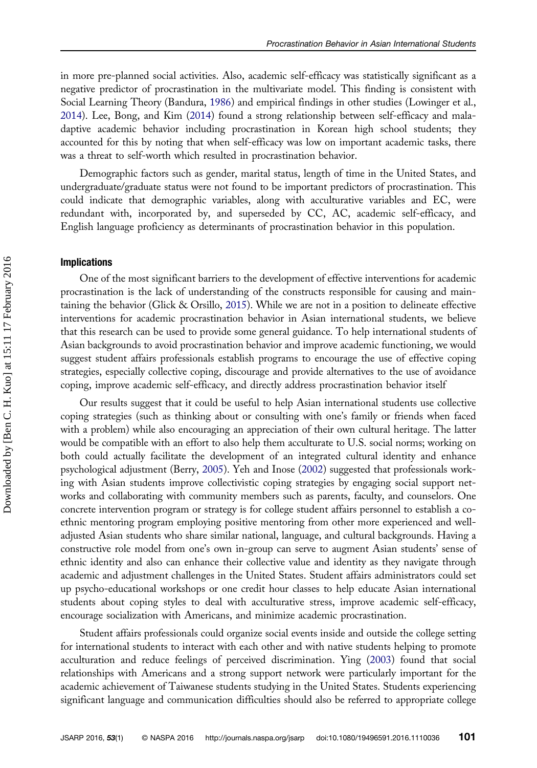in more pre-planned social activities. Also, academic self-efficacy was statistically significant as a negative predictor of procrastination in the multivariate model. This finding is consistent with Social Learning Theory (Bandura, 1986) and empirical findings in other studies (Lowinger et al., 2014). Lee, Bong, and Kim (2014) found a strong relationship between self-efficacy and maladaptive academic behavior including procrastination in Korean high school students; they accounted for this by noting that when self-efficacy was low on important academic tasks, there was a threat to self-worth which resulted in procrastination behavior.

Demographic factors such as gender, marital status, length of time in the United States, and undergraduate/graduate status were not found to be important predictors of procrastination. This could indicate that demographic variables, along with acculturative variables and EC, were redundant with, incorporated by, and superseded by CC, AC, academic self-efficacy, and English language proficiency as determinants of procrastination behavior in this population.

### Implications

One of the most significant barriers to the development of effective interventions for academic procrastination is the lack of understanding of the constructs responsible for causing and maintaining the behavior (Glick & Orsillo, 2015). While we are not in a position to delineate effective interventions for academic procrastination behavior in Asian international students, we believe that this research can be used to provide some general guidance. To help international students of Asian backgrounds to avoid procrastination behavior and improve academic functioning, we would suggest student affairs professionals establish programs to encourage the use of effective coping strategies, especially collective coping, discourage and provide alternatives to the use of avoidance coping, improve academic self-efficacy, and directly address procrastination behavior itself

Our results suggest that it could be useful to help Asian international students use collective coping strategies (such as thinking about or consulting with one's family or friends when faced with a problem) while also encouraging an appreciation of their own cultural heritage. The latter would be compatible with an effort to also help them acculturate to U.S. social norms; working on both could actually facilitate the development of an integrated cultural identity and enhance psychological adjustment (Berry, 2005). Yeh and Inose (2002) suggested that professionals working with Asian students improve collectivistic coping strategies by engaging social support networks and collaborating with community members such as parents, faculty, and counselors. One concrete intervention program or strategy is for college student affairs personnel to establish a co-ethnic mentoring program employing positive mentoring from other more experienced and well-adjusted Asian students who share similar national, language, and cultural backgrounds. Having a constructive role model from one's own in-group can serve to augment Asian students' sense of ethnic identity and also can enhance their collective value and identity as they navigate through academic and adjustment challenges in the United States. Student affairs administrators could set up psycho-educational workshops or one credit hour classes to help educate Asian international students about coping styles to deal with acculturative stress, improve academic self-efficacy, encourage socialization with Americans, and minimize academic procrastination.

Student affairs professionals could organize social events inside and outside the college setting for international students to interact with each other and with native students helping to promote acculturation and reduce feelings of perceived discrimination. Ying (2003) found that social relationships with Americans and a strong support network were particularly important for the academic achievement of Taiwanese students studying in the United States. Students experiencing significant language and communication difficulties should also be referred to appropriate college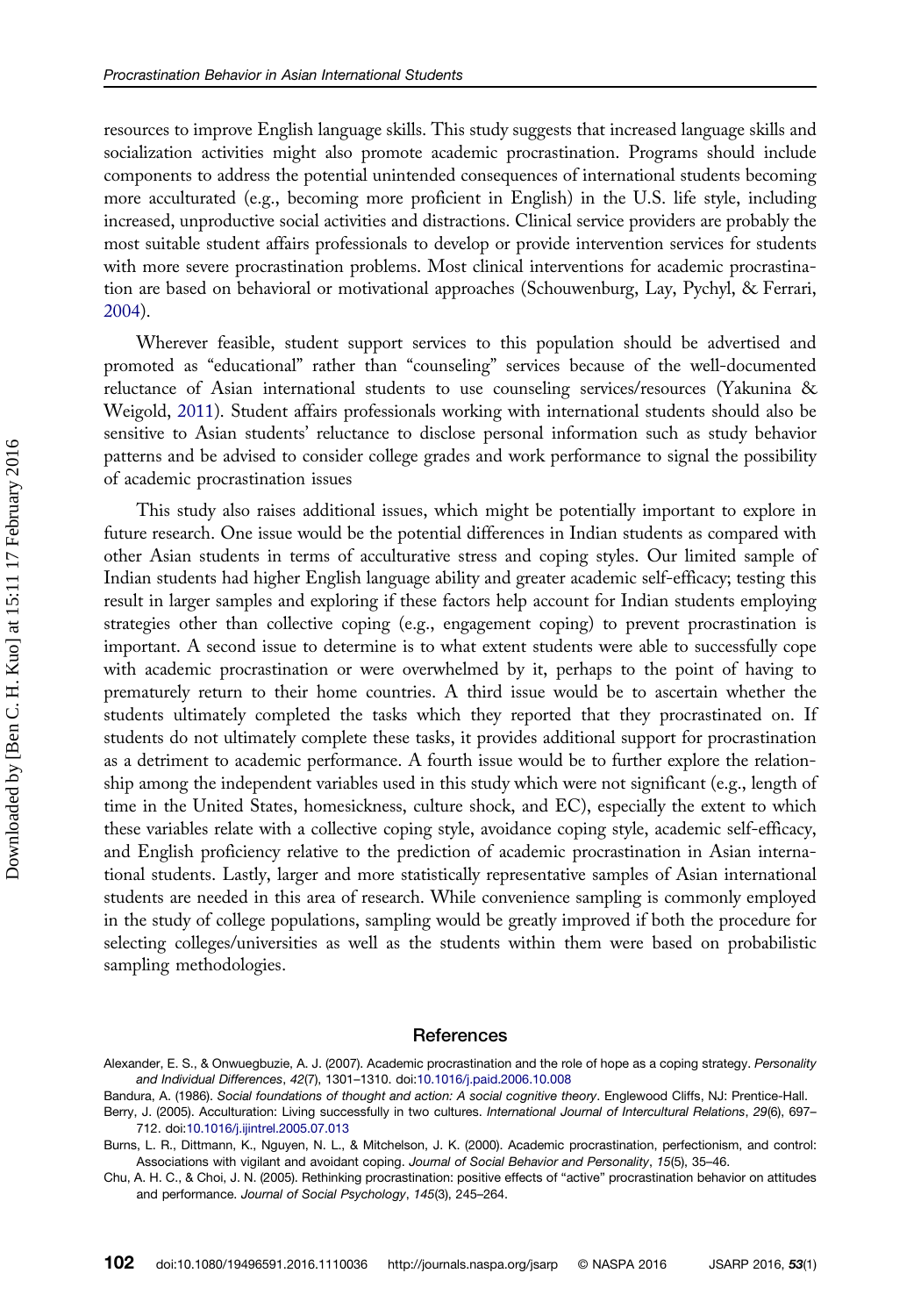resources to improve English language skills. This study suggests that increased language skills and socialization activities might also promote academic procrastination. Programs should include components to address the potential unintended consequences of international students becoming more acculturated (e.g., becoming more proficient in English) in the U.S. life style, including increased, unproductive social activities and distractions. Clinical service providers are probably the most suitable student affairs professionals to develop or provide intervention services for students with more severe procrastination problems. Most clinical interventions for academic procrastination are based on behavioral or motivational approaches (Schouwenburg, Lay, Pychyl, & Ferrari, 2004).

Wherever feasible, student support services to this population should be advertised and promoted as "educational" rather than "counseling" services because of the well-documented reluctance of Asian international students to use counseling services/resources (Yakunina & Weigold, 2011). Student affairs professionals working with international students should also be sensitive to Asian students' reluctance to disclose personal information such as study behavior patterns and be advised to consider college grades and work performance to signal the possibility of academic procrastination issues

This study also raises additional issues, which might be potentially important to explore in future research. One issue would be the potential differences in Indian students as compared with other Asian students in terms of acculturative stress and coping styles. Our limited sample of Indian students had higher English language ability and greater academic self-efficacy; testing this result in larger samples and exploring if these factors help account for Indian students employing strategies other than collective coping (e.g., engagement coping) to prevent procrastination is important. A second issue to determine is to what extent students were able to successfully cope with academic procrastination or were overwhelmed by it, perhaps to the point of having to prematurely return to their home countries. A third issue would be to ascertain whether the students ultimately completed the tasks which they reported that they procrastinated on. If students do not ultimately complete these tasks, it provides additional support for procrastination as a detriment to academic performance. A fourth issue would be to further explore the relationship among the independent variables used in this study which were not significant (e.g., length of time in the United States, homesickness, culture shock, and EC), especially the extent to which these variables relate with a collective coping style, avoidance coping style, academic self-efficacy, and English proficiency relative to the prediction of academic procrastination in Asian international students. Lastly, larger and more statistically representative samples of Asian international students are needed in this area of research. While convenience sampling is commonly employed in the study of college populations, sampling would be greatly improved if both the procedure for selecting colleges/universities as well as the students within them were based on probabilistic sampling methodologies.

## References

Alexander, E. S., & Onwuegbuzie, A. J. (2007). Academic procrastination and the role of hope as a coping strategy. *Personality and Individual Differences*, *42*(7), 1301–1310. doi:10.1016/j.paid.2006.10.008

Bandura, A. (1986). *Social foundations of thought and action: A social cognitive theory*. Englewood Cliffs, NJ: Prentice-Hall.

Berry, J. (2005). Acculturation: Living successfully in two cultures. *International Journal of Intercultural Relations*, *29*(6), 697–712. doi:10.1016/j.ijintrel.2005.07.013

Burns, L. R., Dittmann, K., Nguyen, N. L., & Mitchelson, J. K. (2000). Academic procrastination, perfectionism, and control: Associations with vigilant and avoidant coping. *Journal of Social Behavior and Personality*, *15*(5), 35–46.

Chu, A. H. C., & Choi, J. N. (2005). Rethinking procrastination: positive effects of "active" procrastination behavior on attitudes and performance. *Journal of Social Psychology*, *145*(3), 245–264.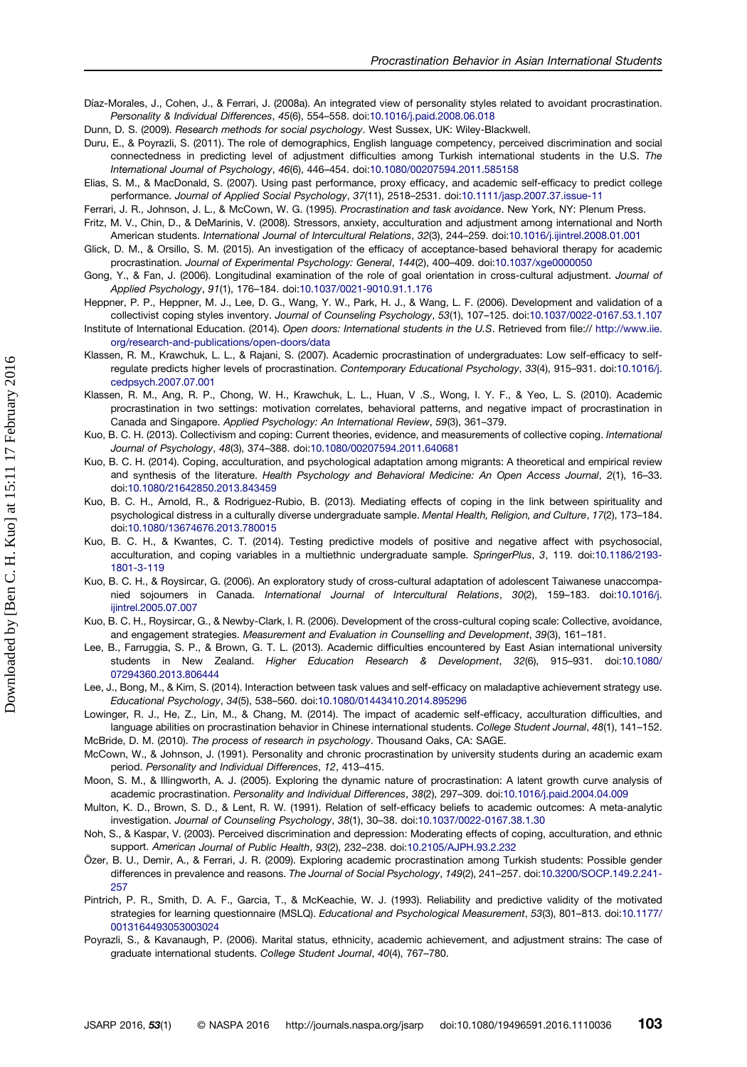Díaz-Morales, J., Cohen, J., & Ferrari, J. (2008a). An integrated view of personality styles related to avoidant procrastination. *Personality & Individual Differences*, *45*(6), 554–558. doi:10.1016/j.paid.2008.06.018

Dunn, D. S. (2009). *Research methods for social psychology*. West Sussex, UK: Wiley-Blackwell.

Duru, E., & Poyrazli, S. (2011). The role of demographics, English language competency, perceived discrimination and social connectedness in predicting level of adjustment difficulties among Turkish international students in the U.S. *The International Journal of Psychology*, *46*(6), 446–454. doi:10.1080/00207594.2011.585158

Elias, S. M., & MacDonald, S. (2007). Using past performance, proxy efficacy, and academic self-efficacy to predict college performance. *Journal of Applied Social Psychology*, *37*(11), 2518–2531. doi:10.1111/jasp.2007.37.issue-11

Ferrari, J. R., Johnson, J. L., & McCown, W. G. (1995). *Procrastination and task avoidance*. New York, NY: Plenum Press.

Fritz, M. V., Chin, D., & DeMarinis, V. (2008). Stressors, anxiety, acculturation and adjustment among international and North American students. *International Journal of Intercultural Relations*, *32*(3), 244–259. doi:10.1016/j.ijintrel.2008.01.001

Glick, D. M., & Orsillo, S. M. (2015). An investigation of the efficacy of acceptance-based behavioral therapy for academic procrastination. *Journal of Experimental Psychology: General*, *144*(2), 400–409. doi:10.1037/xge0000050

Gong, Y., & Fan, J. (2006). Longitudinal examination of the role of goal orientation in cross-cultural adjustment. *Journal of Applied Psychology*, *91*(1), 176–184. doi:10.1037/0021-9010.91.1.176

Heppner, P. P., Heppner, M. J., Lee, D. G., Wang, Y. W., Park, H. J., & Wang, L. F. (2006). Development and validation of a collectivist coping styles inventory. *Journal of Counseling Psychology*, *53*(1), 107–125. doi:10.1037/0022-0167.53.1.107

Institute of International Education. (2014). *Open doors: International students in the U.S*. Retrieved from file:// http://www.iie.org/research-and-publications/open-doors/data

Klassen, R. M., Krawchuk, L. L., & Rajani, S. (2007). Academic procrastination of undergraduates: Low self-efficacy to self-regulate predicts higher levels of procrastination. *Contemporary Educational Psychology*, *33*(4), 915–931. doi:10.1016/j.cedpsych.2007.07.001

Klassen, R. M., Ang, R. P., Chong, W. H., Krawchuk, L. L., Huan, V .S., Wong, I. Y. F., & Yeo, L. S. (2010). Academic procrastination in two settings: motivation correlates, behavioral patterns, and negative impact of procrastination in Canada and Singapore. *Applied Psychology: An International Review*, *59*(3), 361–379.

Kuo, B. C. H. (2013). Collectivism and coping: Current theories, evidence, and measurements of collective coping. *International Journal of Psychology*, *48*(3), 374–388. doi:10.1080/00207594.2011.640681

Kuo, B. C. H. (2014). Coping, acculturation, and psychological adaptation among migrants: A theoretical and empirical review and synthesis of the literature. *Health Psychology and Behavioral Medicine: An Open Access Journal*, *2*(1), 16–33. doi:10.1080/21642850.2013.843459

Kuo, B. C. H., Arnold, R., & Rodriguez-Rubio, B. (2013). Mediating effects of coping in the link between spirituality and psychological distress in a culturally diverse undergraduate sample. *Mental Health, Religion, and Culture*, *17*(2), 173–184. doi:10.1080/13674676.2013.780015

Kuo, B. C. H., & Kwantes, C. T. (2014). Testing predictive models of positive and negative affect with psychosocial, acculturation, and coping variables in a multiethnic undergraduate sample. *SpringerPlus*, *3*, 119. doi:10.1186/2193-1801-3-119

Kuo, B. C. H., & Roysircar, G. (2006). An exploratory study of cross-cultural adaptation of adolescent Taiwanese unaccompanied sojourners in Canada. *International Journal of Intercultural Relations*, *30*(2), 159–183. doi:10.1016/j.ijintrel.2005.07.007

Kuo, B. C. H., Roysircar, G., & Newby-Clark, I. R. (2006). Development of the cross-cultural coping scale: Collective, avoidance, and engagement strategies. *Measurement and Evaluation in Counselling and Development*, *39*(3), 161–181.

Lee, B., Farruggia, S. P., & Brown, G. T. L. (2013). Academic difficulties encountered by East Asian international university students in New Zealand. *Higher Education Research & Development*, *32*(6), 915–931. doi:10.1080/07294360.2013.806444

Lee, J., Bong, M., & Kim, S. (2014). Interaction between task values and self-efficacy on maladaptive achievement strategy use. *Educational Psychology*, *34*(5), 538–560. doi:10.1080/01443410.2014.895296

Lowinger, R. J., He, Z., Lin, M., & Chang, M. (2014). The impact of academic self-efficacy, acculturation difficulties, and language abilities on procrastination behavior in Chinese international students. *College Student Journal*, *48*(1), 141–152.

McBride, D. M. (2010). *The process of research in psychology*. Thousand Oaks, CA: SAGE.

McCown, W., & Johnson, J. (1991). Personality and chronic procrastination by university students during an academic exam period. *Personality and Individual Differences*, *12*, 413–415.

Moon, S. M., & Illingworth, A. J. (2005). Exploring the dynamic nature of procrastination: A latent growth curve analysis of academic procrastination. *Personality and Individual Differences*, *38*(2), 297–309. doi:10.1016/j.paid.2004.04.009

Multon, K. D., Brown, S. D., & Lent, R. W. (1991). Relation of self-efficacy beliefs to academic outcomes: A meta-analytic investigation. *Journal of Counseling Psychology*, *38*(1), 30–38. doi:10.1037/0022-0167.38.1.30

Noh, S., & Kaspar, V. (2003). Perceived discrimination and depression: Moderating effects of coping, acculturation, and ethnic support. *American Journal of Public Health*, *93*(2), 232–238. doi:10.2105/AJPH.93.2.232

Özer, B. U., Demir, A., & Ferrari, J. R. (2009). Exploring academic procrastination among Turkish students: Possible gender differences in prevalence and reasons. *The Journal of Social Psychology*, *149*(2), 241–257. doi:10.3200/SOCP.149.2.241-257

Pintrich, P. R., Smith, D. A. F., Garcia, T., & McKeachie, W. J. (1993). Reliability and predictive validity of the motivated strategies for learning questionnaire (MSLQ). *Educational and Psychological Measurement*, *53*(3), 801–813. doi:10.1177/0013164493053003024

Poyrazli, S., & Kavanaugh, P. (2006). Marital status, ethnicity, academic achievement, and adjustment strains: The case of graduate international students. *College Student Journal*, *40*(4), 767–780.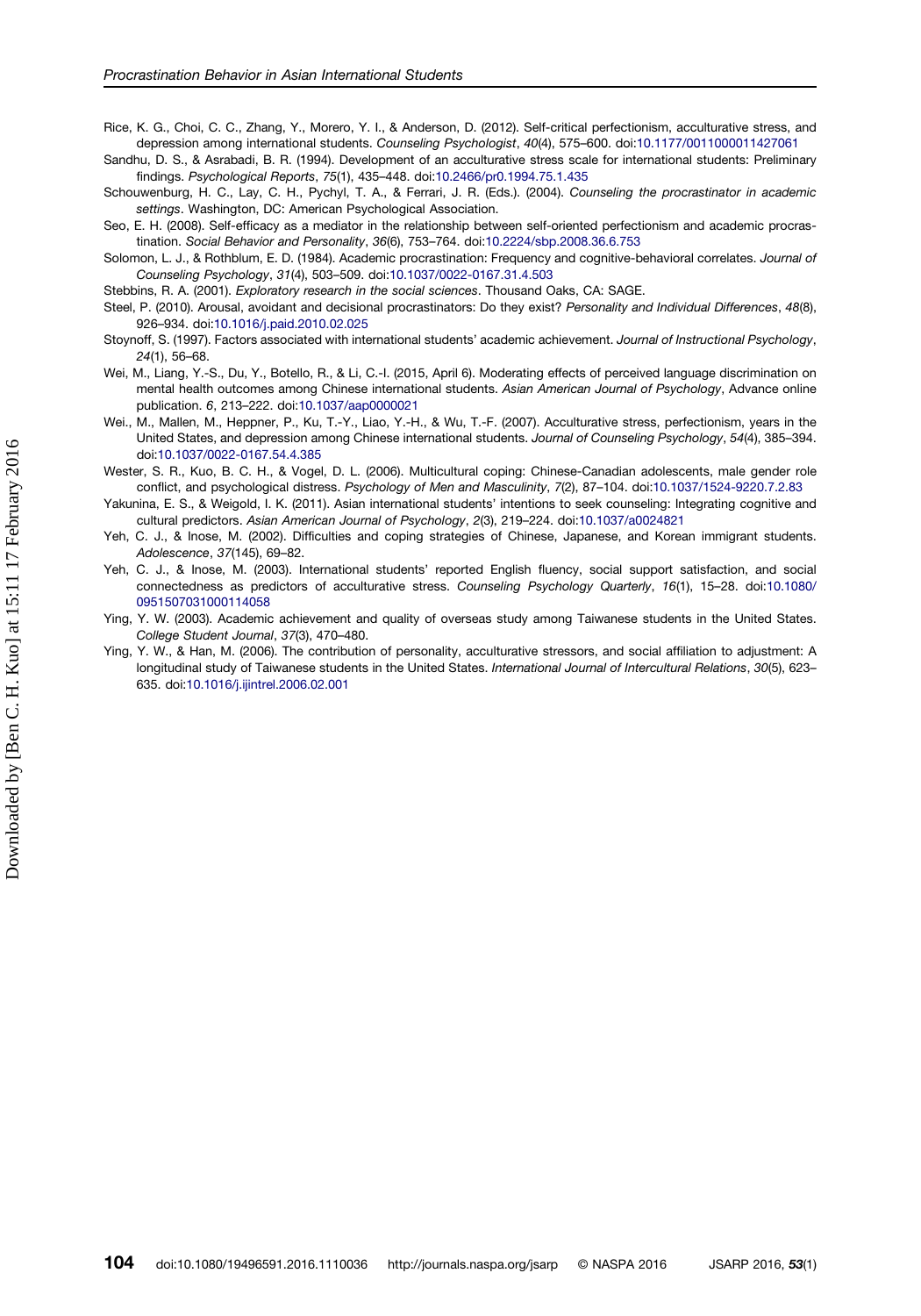Rice, K. G., Choi, C. C., Zhang, Y., Morero, Y. I., & Anderson, D. (2012). Self-critical perfectionism, acculturative stress, and depression among international students. *Counseling Psychologist*, *40*(4), 575–600. doi:10.1177/0011000011427061

Sandhu, D. S., & Asrabadi, B. R. (1994). Development of an acculturative stress scale for international students: Preliminary findings. *Psychological Reports*, *75*(1), 435–448. doi:10.2466/pr0.1994.75.1.435

Schouwenburg, H. C., Lay, C. H., Pychyl, T. A., & Ferrari, J. R. (Eds.). (2004). *Counseling the procrastinator in academic settings*. Washington, DC: American Psychological Association.

Seo, E. H. (2008). Self-efficacy as a mediator in the relationship between self-oriented perfectionism and academic procrastination. *Social Behavior and Personality*, *36*(6), 753–764. doi:10.2224/sbp.2008.36.6.753

Solomon, L. J., & Rothblum, E. D. (1984). Academic procrastination: Frequency and cognitive-behavioral correlates. *Journal of Counseling Psychology*, *31*(4), 503–509. doi:10.1037/0022-0167.31.4.503

Stebbins, R. A. (2001). *Exploratory research in the social sciences*. Thousand Oaks, CA: SAGE.

Steel, P. (2010). Arousal, avoidant and decisional procrastinators: Do they exist? *Personality and Individual Differences*, *48*(8), 926–934. doi:10.1016/j.paid.2010.02.025

Stoynoff, S. (1997). Factors associated with international students' academic achievement. *Journal of Instructional Psychology*, *24*(1), 56–68.

Wei, M., Liang, Y.-S., Du, Y., Botello, R., & Li, C.-I. (2015, April 6). Moderating effects of perceived language discrimination on mental health outcomes among Chinese international students. *Asian American Journal of Psychology*, Advance online publication. *6*, 213–222. doi:10.1037/aap0000021

Wei., M., Mallen, M., Heppner, P., Ku, T.-Y., Liao, Y.-H., & Wu, T.-F. (2007). Acculturative stress, perfectionism, years in the United States, and depression among Chinese international students. *Journal of Counseling Psychology*, *54*(4), 385–394. doi:10.1037/0022-0167.54.4.385

Wester, S. R., Kuo, B. C. H., & Vogel, D. L. (2006). Multicultural coping: Chinese-Canadian adolescents, male gender role conflict, and psychological distress. *Psychology of Men and Masculinity*, *7*(2), 87–104. doi:10.1037/1524-9220.7.2.83

Yakunina, E. S., & Weigold, I. K. (2011). Asian international students' intentions to seek counseling: Integrating cognitive and cultural predictors. *Asian American Journal of Psychology*, *2*(3), 219–224. doi:10.1037/a0024821

Yeh, C. J., & Inose, M. (2002). Difficulties and coping strategies of Chinese, Japanese, and Korean immigrant students. *Adolescence*, *37*(145), 69–82.

Yeh, C. J., & Inose, M. (2003). International students' reported English fluency, social support satisfaction, and social connectedness as predictors of acculturative stress. *Counseling Psychology Quarterly*, *16*(1), 15–28. doi:10.1080/0951507031000114058

Ying, Y. W. (2003). Academic achievement and quality of overseas study among Taiwanese students in the United States. *College Student Journal*, *37*(3), 470–480.

Ying, Y. W., & Han, M. (2006). The contribution of personality, acculturative stressors, and social affiliation to adjustment: A longitudinal study of Taiwanese students in the United States. *International Journal of Intercultural Relations*, *30*(5), 623–635. doi:10.1016/j.ijintrel.2006.02.001